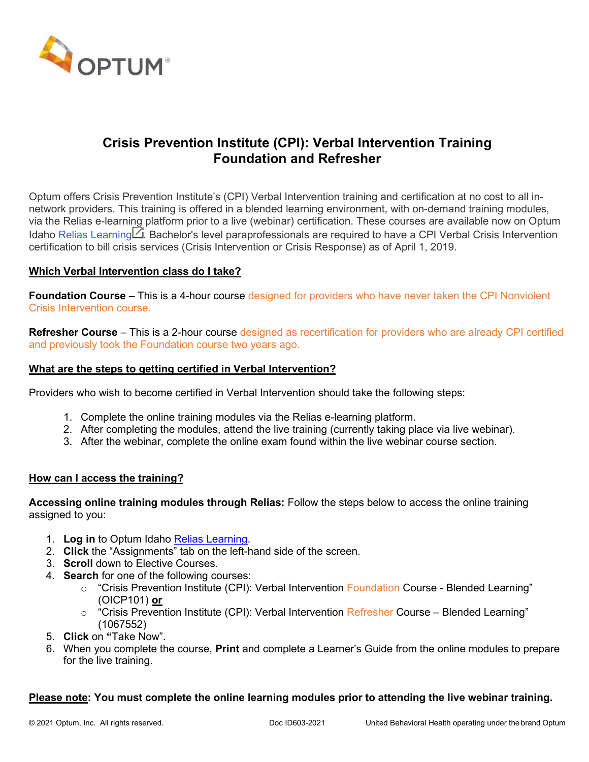# Crisis Prevention Institute (CPI): Verbal Intervention Training Foundation and Refresher

Optum offers Crisis Prevention Institute's (CPI) Verbal Intervention training and certification at no cost to all in-network providers. This training is offered in a blended learning environment, with on-demand training modules, via the Relias e-learning platform prior to a live (webinar) certification. These courses are available now on Optum Idaho [Relias Learning](). Bachelor's level paraprofessionals are required to have a CPI Verbal Crisis Intervention certification to bill crisis services (Crisis Intervention or Crisis Response) as of April 1, 2019.

## Which Verbal Intervention class do I take?

**Foundation Course** – This is a 4-hour course designed for providers who have never taken the CPI Nonviolent Crisis Intervention course.

**Refresher Course** – This is a 2-hour course designed as recertification for providers who are already CPI certified and previously took the Foundation course two years ago.

## What are the steps to getting certified in Verbal Intervention?

Providers who wish to become certified in Verbal Intervention should take the following steps:

1. Complete the online training modules via the Relias e-learning platform.
2. After completing the modules, attend the live training (currently taking place via live webinar).
3. After the webinar, complete the online exam found within the live webinar course section.

## How can I access the training?

**Accessing online training modules through Relias:** Follow the steps below to access the online training assigned to you:

1. **Log in** to Optum Idaho [Relias Learning]().
2. **Click** the "Assignments" tab on the left-hand side of the screen.
3. **Scroll** down to Elective Courses.
4. **Search** for one of the following courses:
   - "Crisis Prevention Institute (CPI): Verbal Intervention Foundation Course - Blended Learning" (OICP101) **or**
   - "Crisis Prevention Institute (CPI): Verbal Intervention Refresher Course – Blended Learning" (1067552)
5. **Click** on **"**Take Now".
6. When you complete the course, **Print** and complete a Learner's Guide from the online modules to prepare for the live training.

**Please note: You must complete the online learning modules prior to attending the live webinar training.**

© 2021 Optum, Inc. All rights reserved. Doc ID603-2021 United Behavioral Health operating under the brand Optum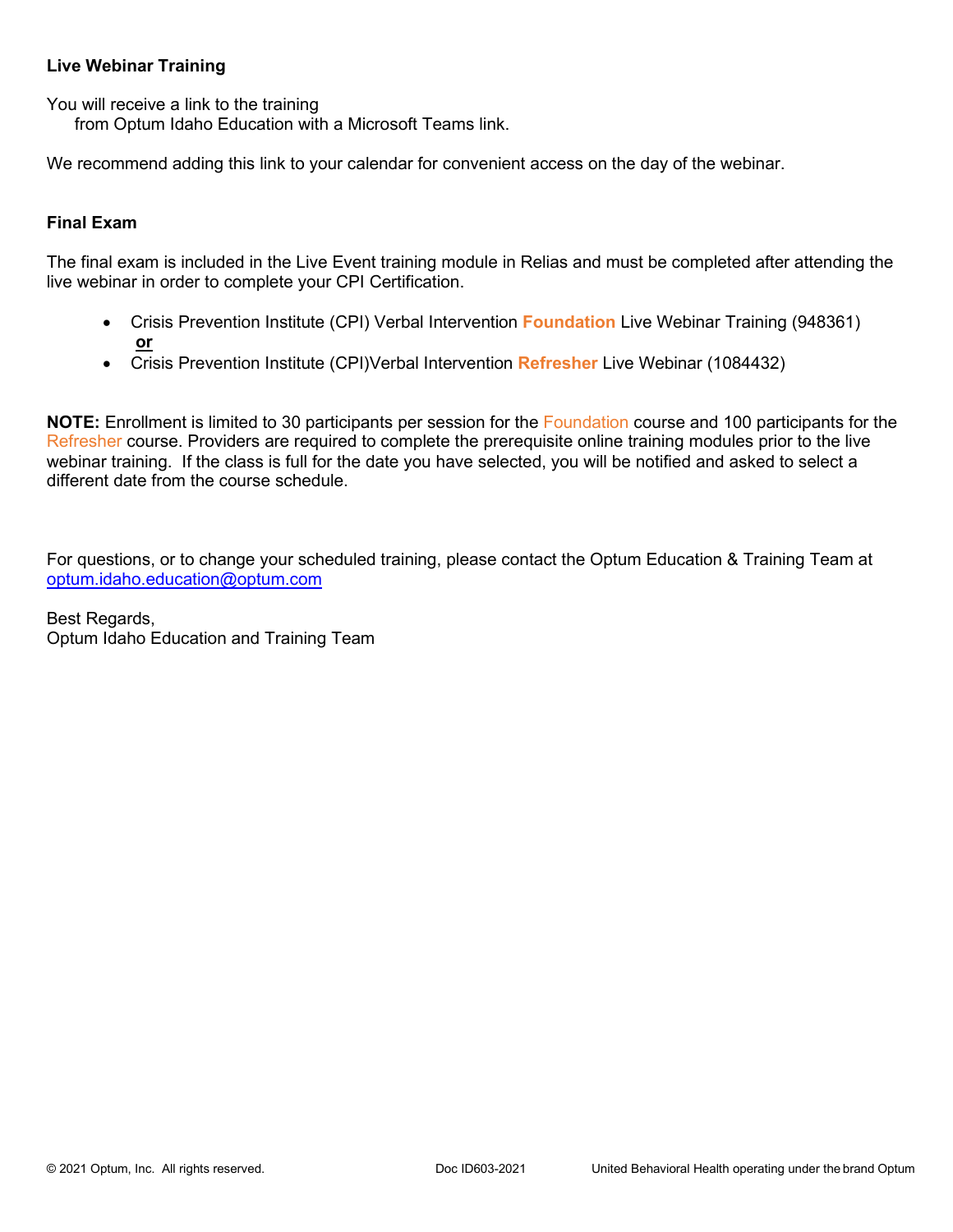**Live Webinar Training**

You will receive a link to the training from Optum Idaho Education with a Microsoft Teams link.

We recommend adding this link to your calendar for convenient access on the day of the webinar.

**Final Exam**

The final exam is included in the Live Event training module in Relias and must be completed after attending the live webinar in order to complete your CPI Certification.

- Crisis Prevention Institute (CPI) Verbal Intervention **Foundation** Live Webinar Training (948361)
  **or**
- Crisis Prevention Institute (CPI)Verbal Intervention **Refresher** Live Webinar (1084432)

**NOTE:** Enrollment is limited to 30 participants per session for the Foundation course and 100 participants for the Refresher course. Providers are required to complete the prerequisite online training modules prior to the live webinar training. If the class is full for the date you have selected, you will be notified and asked to select a different date from the course schedule.

For questions, or to change your scheduled training, please contact the Optum Education & Training Team at optum.idaho.education@optum.com

Best Regards,
Optum Idaho Education and Training Team

© 2021 Optum, Inc. All rights reserved. Doc ID603-2021 United Behavioral Health operating under the brand Optum